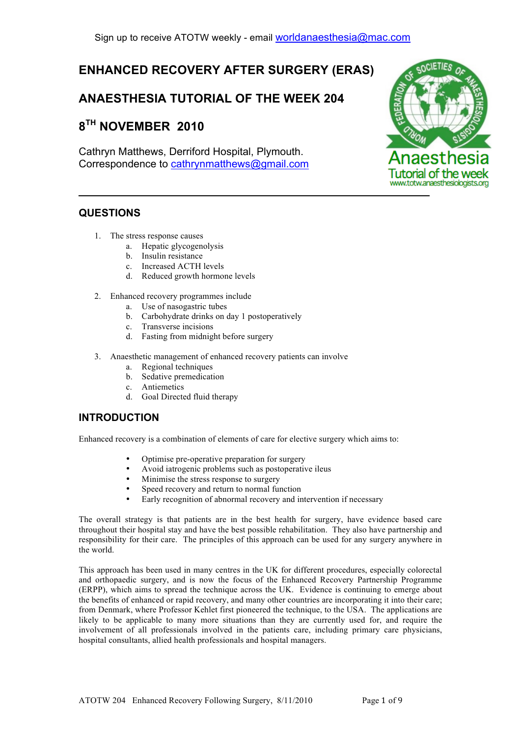Sign up to receive ATOTW weekly - email worldanaesthesia@mac.com

# ENHANCED RECOVERY AFTER SURGERY (ERAS)

# ANAESTHESIA TUTORIAL OF THE WEEK 204

# 8TH NOVEMBER 2010

Cathryn Matthews, Derriford Hospital, Plymouth.
Correspondence to cathrynmatthews@gmail.com

---

## QUESTIONS

1. The stress response causes
   a. Hepatic glycogenolysis
   b. Insulin resistance
   c. Increased ACTH levels
   d. Reduced growth hormone levels

2. Enhanced recovery programmes include
   a. Use of nasogastric tubes
   b. Carbohydrate drinks on day 1 postoperatively
   c. Transverse incisions
   d. Fasting from midnight before surgery

3. Anaesthetic management of enhanced recovery patients can involve
   a. Regional techniques
   b. Sedative premedication
   c. Antiemetics
   d. Goal Directed fluid therapy

## INTRODUCTION

Enhanced recovery is a combination of elements of care for elective surgery which aims to:

- Optimise pre-operative preparation for surgery
- Avoid iatrogenic problems such as postoperative ileus
- Minimise the stress response to surgery
- Speed recovery and return to normal function
- Early recognition of abnormal recovery and intervention if necessary

The overall strategy is that patients are in the best health for surgery, have evidence based care throughout their hospital stay and have the best possible rehabilitation. They also have partnership and responsibility for their care. The principles of this approach can be used for any surgery anywhere in the world.

This approach has been used in many centres in the UK for different procedures, especially colorectal and orthopaedic surgery, and is now the focus of the Enhanced Recovery Partnership Programme (ERPP), which aims to spread the technique across the UK. Evidence is continuing to emerge about the benefits of enhanced or rapid recovery, and many other countries are incorporating it into their care; from Denmark, where Professor Kehlet first pioneered the technique, to the USA. The applications are likely to be applicable to many more situations than they are currently used for, and require the involvement of all professionals involved in the patients care, including primary care physicians, hospital consultants, allied health professionals and hospital managers.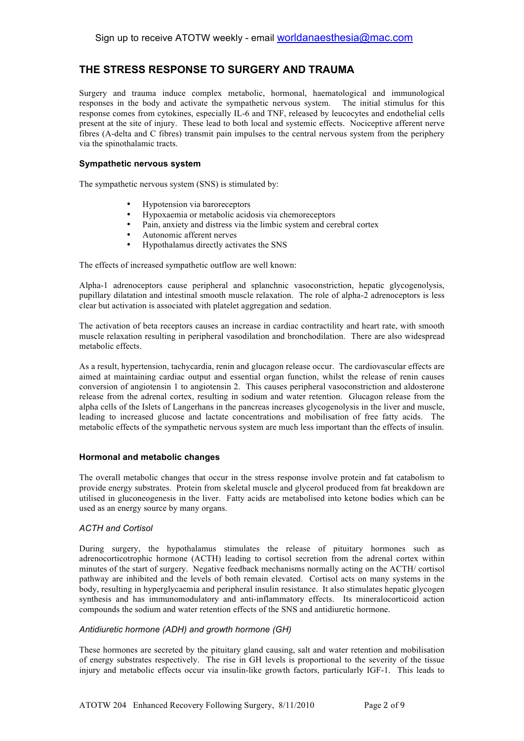## THE STRESS RESPONSE TO SURGERY AND TRAUMA

Surgery and trauma induce complex metabolic, hormonal, haematological and immunological responses in the body and activate the sympathetic nervous system. The initial stimulus for this response comes from cytokines, especially IL-6 and TNF, released by leucocytes and endothelial cells present at the site of injury. These lead to both local and systemic effects. Nociceptive afferent nerve fibres (A-delta and C fibres) transmit pain impulses to the central nervous system from the periphery via the spinothalamic tracts.

### Sympathetic nervous system

The sympathetic nervous system (SNS) is stimulated by:

- Hypotension via baroreceptors
- Hypoxaemia or metabolic acidosis via chemoreceptors
- Pain, anxiety and distress via the limbic system and cerebral cortex
- Autonomic afferent nerves
- Hypothalamus directly activates the SNS

The effects of increased sympathetic outflow are well known:

Alpha-1 adrenoceptors cause peripheral and splanchnic vasoconstriction, hepatic glycogenolysis, pupillary dilatation and intestinal smooth muscle relaxation. The role of alpha-2 adrenoceptors is less clear but activation is associated with platelet aggregation and sedation.

The activation of beta receptors causes an increase in cardiac contractility and heart rate, with smooth muscle relaxation resulting in peripheral vasodilation and bronchodilation. There are also widespread metabolic effects.

As a result, hypertension, tachycardia, renin and glucagon release occur. The cardiovascular effects are aimed at maintaining cardiac output and essential organ function, whilst the release of renin causes conversion of angiotensin 1 to angiotensin 2. This causes peripheral vasoconstriction and aldosterone release from the adrenal cortex, resulting in sodium and water retention. Glucagon release from the alpha cells of the Islets of Langerhans in the pancreas increases glycogenolysis in the liver and muscle, leading to increased glucose and lactate concentrations and mobilisation of free fatty acids. The metabolic effects of the sympathetic nervous system are much less important than the effects of insulin.

### Hormonal and metabolic changes

The overall metabolic changes that occur in the stress response involve protein and fat catabolism to provide energy substrates. Protein from skeletal muscle and glycerol produced from fat breakdown are utilised in gluconeogenesis in the liver. Fatty acids are metabolised into ketone bodies which can be used as an energy source by many organs.

#### *ACTH and Cortisol*

During surgery, the hypothalamus stimulates the release of pituitary hormones such as adrenocorticotrophic hormone (ACTH) leading to cortisol secretion from the adrenal cortex within minutes of the start of surgery. Negative feedback mechanisms normally acting on the ACTH/ cortisol pathway are inhibited and the levels of both remain elevated. Cortisol acts on many systems in the body, resulting in hyperglycaemia and peripheral insulin resistance. It also stimulates hepatic glycogen synthesis and has immunomodulatory and anti-inflammatory effects. Its mineralocorticoid action compounds the sodium and water retention effects of the SNS and antidiuretic hormone.

#### *Antidiuretic hormone (ADH) and growth hormone (GH)*

These hormones are secreted by the pituitary gland causing, salt and water retention and mobilisation of energy substrates respectively. The rise in GH levels is proportional to the severity of the tissue injury and metabolic effects occur via insulin-like growth factors, particularly IGF-1. This leads to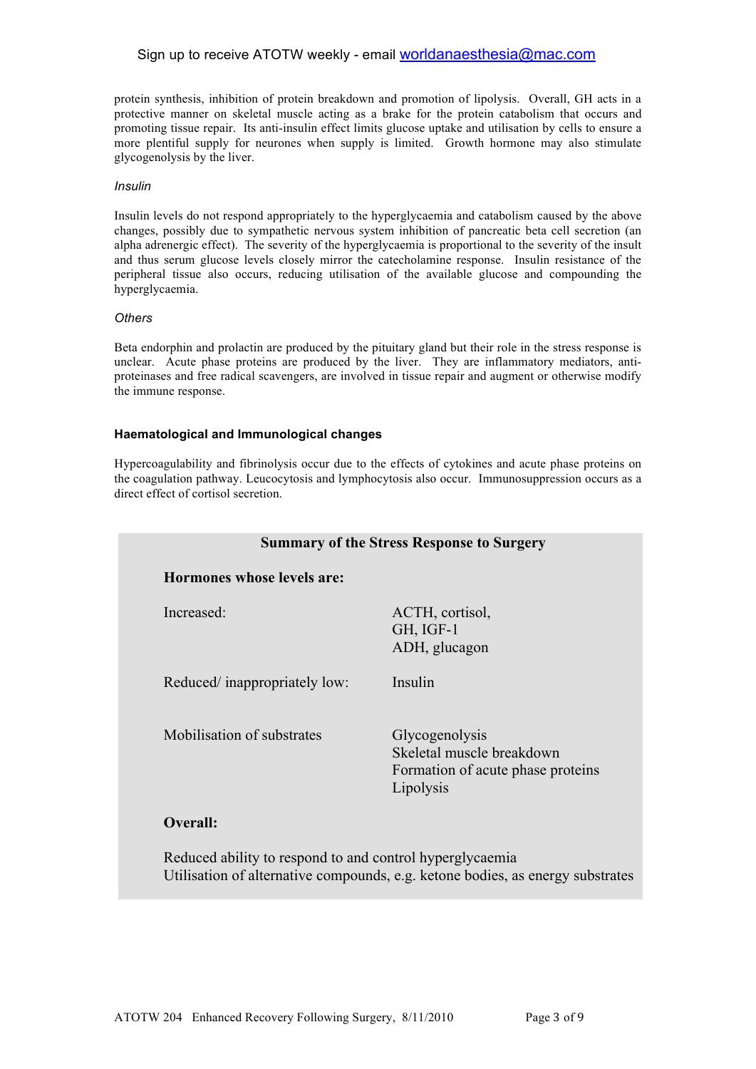protein synthesis, inhibition of protein breakdown and promotion of lipolysis. Overall, GH acts in a protective manner on skeletal muscle acting as a brake for the protein catabolism that occurs and promoting tissue repair. Its anti-insulin effect limits glucose uptake and utilisation by cells to ensure a more plentiful supply for neurones when supply is limited. Growth hormone may also stimulate glycogenolysis by the liver.

*Insulin*

Insulin levels do not respond appropriately to the hyperglycaemia and catabolism caused by the above changes, possibly due to sympathetic nervous system inhibition of pancreatic beta cell secretion (an alpha adrenergic effect). The severity of the hyperglycaemia is proportional to the severity of the insult and thus serum glucose levels closely mirror the catecholamine response. Insulin resistance of the peripheral tissue also occurs, reducing utilisation of the available glucose and compounding the hyperglycaemia.

*Others*

Beta endorphin and prolactin are produced by the pituitary gland but their role in the stress response is unclear. Acute phase proteins are produced by the liver. They are inflammatory mediators, anti-proteinases and free radical scavengers, are involved in tissue repair and augment or otherwise modify the immune response.

### Haematological and Immunological changes

Hypercoagulability and fibrinolysis occur due to the effects of cytokines and acute phase proteins on the coagulation pathway. Leucocytosis and lymphocytosis also occur. Immunosuppression occurs as a direct effect of cortisol secretion.

**Summary of the Stress Response to Surgery**

**Hormones whose levels are:**

| | |
|---|---|
| Increased: | ACTH, cortisol,<br>GH, IGF-1<br>ADH, glucagon |
| Reduced/ inappropriately low: | Insulin |
| Mobilisation of substrates | Glycogenolysis<br>Skeletal muscle breakdown<br>Formation of acute phase proteins<br>Lipolysis |

**Overall:**

Reduced ability to respond to and control hyperglycaemia
Utilisation of alternative compounds, e.g. ketone bodies, as energy substrates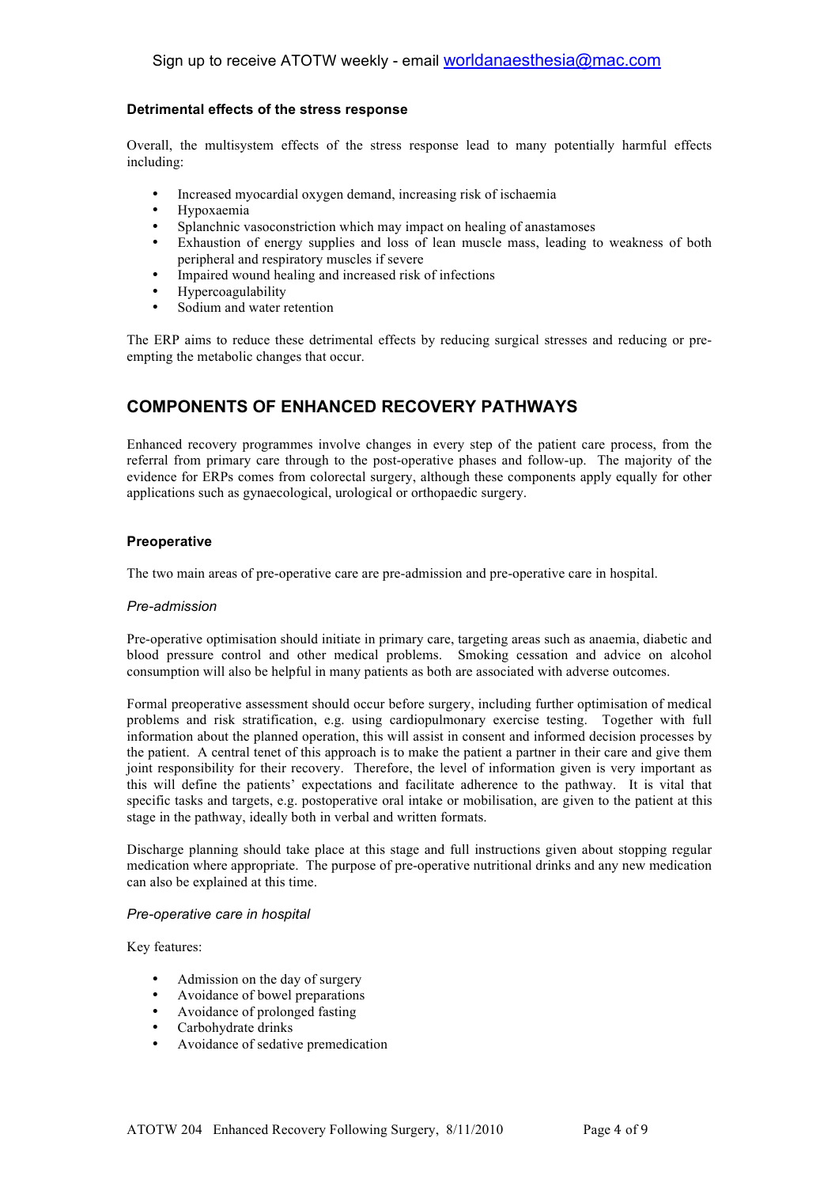### Detrimental effects of the stress response

Overall, the multisystem effects of the stress response lead to many potentially harmful effects including:

- Increased myocardial oxygen demand, increasing risk of ischaemia
- Hypoxaemia
- Splanchnic vasoconstriction which may impact on healing of anastamoses
- Exhaustion of energy supplies and loss of lean muscle mass, leading to weakness of both peripheral and respiratory muscles if severe
- Impaired wound healing and increased risk of infections
- Hypercoagulability
- Sodium and water retention

The ERP aims to reduce these detrimental effects by reducing surgical stresses and reducing or pre-empting the metabolic changes that occur.

## COMPONENTS OF ENHANCED RECOVERY PATHWAYS

Enhanced recovery programmes involve changes in every step of the patient care process, from the referral from primary care through to the post-operative phases and follow-up. The majority of the evidence for ERPs comes from colorectal surgery, although these components apply equally for other applications such as gynaecological, urological or orthopaedic surgery.

### Preoperative

The two main areas of pre-operative care are pre-admission and pre-operative care in hospital.

*Pre-admission*

Pre-operative optimisation should initiate in primary care, targeting areas such as anaemia, diabetic and blood pressure control and other medical problems. Smoking cessation and advice on alcohol consumption will also be helpful in many patients as both are associated with adverse outcomes.

Formal preoperative assessment should occur before surgery, including further optimisation of medical problems and risk stratification, e.g. using cardiopulmonary exercise testing. Together with full information about the planned operation, this will assist in consent and informed decision processes by the patient. A central tenet of this approach is to make the patient a partner in their care and give them joint responsibility for their recovery. Therefore, the level of information given is very important as this will define the patients' expectations and facilitate adherence to the pathway. It is vital that specific tasks and targets, e.g. postoperative oral intake or mobilisation, are given to the patient at this stage in the pathway, ideally both in verbal and written formats.

Discharge planning should take place at this stage and full instructions given about stopping regular medication where appropriate. The purpose of pre-operative nutritional drinks and any new medication can also be explained at this time.

*Pre-operative care in hospital*

Key features:

- Admission on the day of surgery
- Avoidance of bowel preparations
- Avoidance of prolonged fasting
- Carbohydrate drinks
- Avoidance of sedative premedication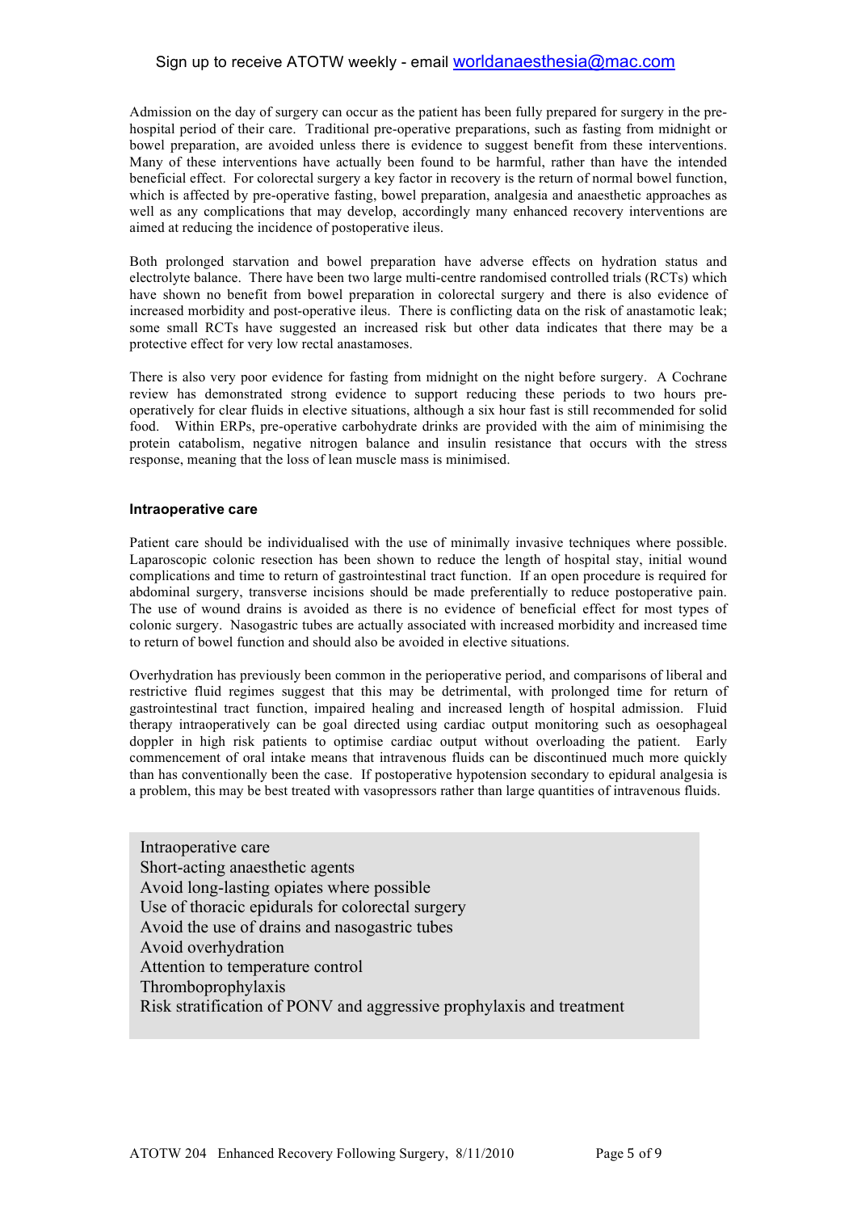Admission on the day of surgery can occur as the patient has been fully prepared for surgery in the pre-hospital period of their care. Traditional pre-operative preparations, such as fasting from midnight or bowel preparation, are avoided unless there is evidence to suggest benefit from these interventions. Many of these interventions have actually been found to be harmful, rather than have the intended beneficial effect. For colorectal surgery a key factor in recovery is the return of normal bowel function, which is affected by pre-operative fasting, bowel preparation, analgesia and anaesthetic approaches as well as any complications that may develop, accordingly many enhanced recovery interventions are aimed at reducing the incidence of postoperative ileus.

Both prolonged starvation and bowel preparation have adverse effects on hydration status and electrolyte balance. There have been two large multi-centre randomised controlled trials (RCTs) which have shown no benefit from bowel preparation in colorectal surgery and there is also evidence of increased morbidity and post-operative ileus. There is conflicting data on the risk of anastamotic leak; some small RCTs have suggested an increased risk but other data indicates that there may be a protective effect for very low rectal anastamoses.

There is also very poor evidence for fasting from midnight on the night before surgery. A Cochrane review has demonstrated strong evidence to support reducing these periods to two hours pre-operatively for clear fluids in elective situations, although a six hour fast is still recommended for solid food. Within ERPs, pre-operative carbohydrate drinks are provided with the aim of minimising the protein catabolism, negative nitrogen balance and insulin resistance that occurs with the stress response, meaning that the loss of lean muscle mass is minimised.

### Intraoperative care

Patient care should be individualised with the use of minimally invasive techniques where possible. Laparoscopic colonic resection has been shown to reduce the length of hospital stay, initial wound complications and time to return of gastrointestinal tract function. If an open procedure is required for abdominal surgery, transverse incisions should be made preferentially to reduce postoperative pain. The use of wound drains is avoided as there is no evidence of beneficial effect for most types of colonic surgery. Nasogastric tubes are actually associated with increased morbidity and increased time to return of bowel function and should also be avoided in elective situations.

Overhydration has previously been common in the perioperative period, and comparisons of liberal and restrictive fluid regimes suggest that this may be detrimental, with prolonged time for return of gastrointestinal tract function, impaired healing and increased length of hospital admission. Fluid therapy intraoperatively can be goal directed using cardiac output monitoring such as oesophageal doppler in high risk patients to optimise cardiac output without overloading the patient. Early commencement of oral intake means that intravenous fluids can be discontinued much more quickly than has conventionally been the case. If postoperative hypotension secondary to epidural analgesia is a problem, this may be best treated with vasopressors rather than large quantities of intravenous fluids.

> Intraoperative care
> Short-acting anaesthetic agents
> Avoid long-lasting opiates where possible
> Use of thoracic epidurals for colorectal surgery
> Avoid the use of drains and nasogastric tubes
> Avoid overhydration
> Attention to temperature control
> Thromboprophylaxis
> Risk stratification of PONV and aggressive prophylaxis and treatment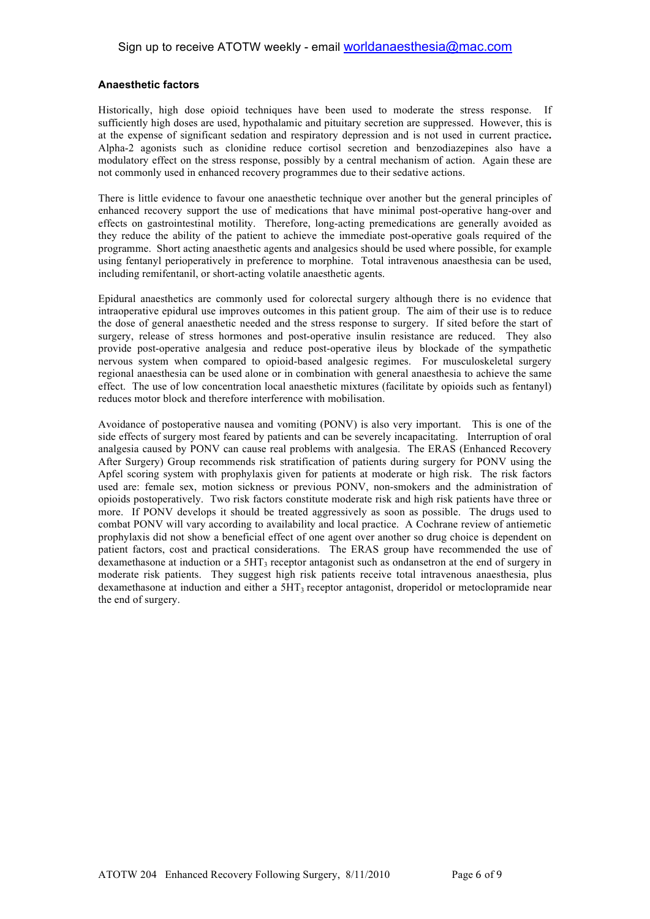**Anaesthetic factors**

Historically, high dose opioid techniques have been used to moderate the stress response. If sufficiently high doses are used, hypothalamic and pituitary secretion are suppressed. However, this is at the expense of significant sedation and respiratory depression and is not used in current practice**.** Alpha-2 agonists such as clonidine reduce cortisol secretion and benzodiazepines also have a modulatory effect on the stress response, possibly by a central mechanism of action. Again these are not commonly used in enhanced recovery programmes due to their sedative actions.

There is little evidence to favour one anaesthetic technique over another but the general principles of enhanced recovery support the use of medications that have minimal post-operative hang-over and effects on gastrointestinal motility. Therefore, long-acting premedications are generally avoided as they reduce the ability of the patient to achieve the immediate post-operative goals required of the programme. Short acting anaesthetic agents and analgesics should be used where possible, for example using fentanyl perioperatively in preference to morphine. Total intravenous anaesthesia can be used, including remifentanil, or short-acting volatile anaesthetic agents.

Epidural anaesthetics are commonly used for colorectal surgery although there is no evidence that intraoperative epidural use improves outcomes in this patient group. The aim of their use is to reduce the dose of general anaesthetic needed and the stress response to surgery. If sited before the start of surgery, release of stress hormones and post-operative insulin resistance are reduced. They also provide post-operative analgesia and reduce post-operative ileus by blockade of the sympathetic nervous system when compared to opioid-based analgesic regimes. For musculoskeletal surgery regional anaesthesia can be used alone or in combination with general anaesthesia to achieve the same effect. The use of low concentration local anaesthetic mixtures (facilitate by opioids such as fentanyl) reduces motor block and therefore interference with mobilisation.

Avoidance of postoperative nausea and vomiting (PONV) is also very important. This is one of the side effects of surgery most feared by patients and can be severely incapacitating. Interruption of oral analgesia caused by PONV can cause real problems with analgesia. The ERAS (Enhanced Recovery After Surgery) Group recommends risk stratification of patients during surgery for PONV using the Apfel scoring system with prophylaxis given for patients at moderate or high risk. The risk factors used are: female sex, motion sickness or previous PONV, non-smokers and the administration of opioids postoperatively. Two risk factors constitute moderate risk and high risk patients have three or more. If PONV develops it should be treated aggressively as soon as possible. The drugs used to combat PONV will vary according to availability and local practice. A Cochrane review of antiemetic prophylaxis did not show a beneficial effect of one agent over another so drug choice is dependent on patient factors, cost and practical considerations. The ERAS group have recommended the use of dexamethasone at induction or a $5HT_3$ receptor antagonist such as ondansetron at the end of surgery in moderate risk patients. They suggest high risk patients receive total intravenous anaesthesia, plus dexamethasone at induction and either a $5HT_3$ receptor antagonist, droperidol or metoclopramide near the end of surgery.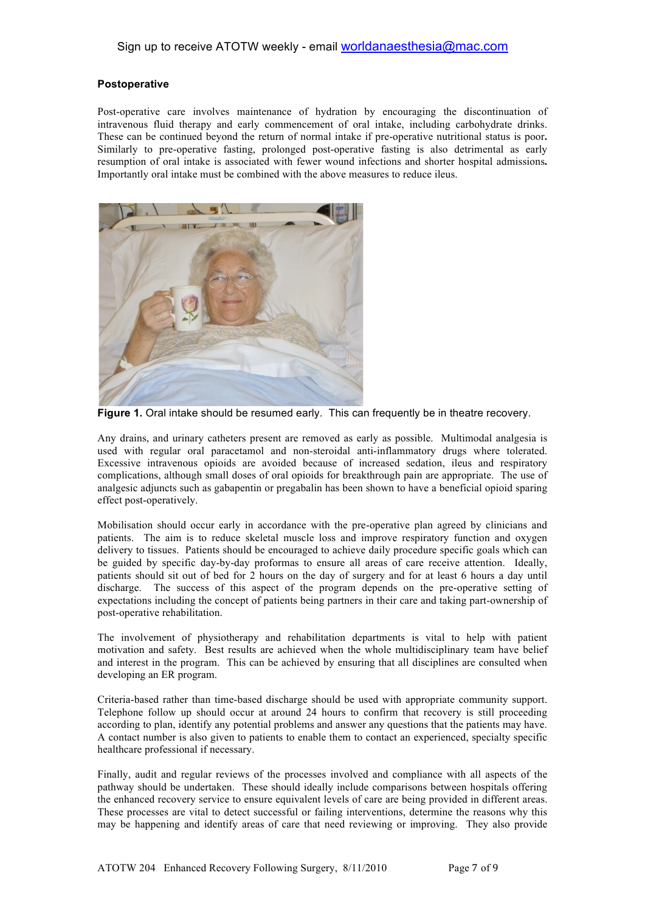### Postoperative

Post-operative care involves maintenance of hydration by encouraging the discontinuation of intravenous fluid therapy and early commencement of oral intake, including carbohydrate drinks. These can be continued beyond the return of normal intake if pre-operative nutritional status is poor**.** Similarly to pre-operative fasting, prolonged post-operative fasting is also detrimental as early resumption of oral intake is associated with fewer wound infections and shorter hospital admissions**.** Importantly oral intake must be combined with the above measures to reduce ileus.

**Figure 1.** Oral intake should be resumed early. This can frequently be in theatre recovery.

Any drains, and urinary catheters present are removed as early as possible. Multimodal analgesia is used with regular oral paracetamol and non-steroidal anti-inflammatory drugs where tolerated. Excessive intravenous opioids are avoided because of increased sedation, ileus and respiratory complications, although small doses of oral opioids for breakthrough pain are appropriate. The use of analgesic adjuncts such as gabapentin or pregabalin has been shown to have a beneficial opioid sparing effect post-operatively.

Mobilisation should occur early in accordance with the pre-operative plan agreed by clinicians and patients. The aim is to reduce skeletal muscle loss and improve respiratory function and oxygen delivery to tissues. Patients should be encouraged to achieve daily procedure specific goals which can be guided by specific day-by-day proformas to ensure all areas of care receive attention. Ideally, patients should sit out of bed for 2 hours on the day of surgery and for at least 6 hours a day until discharge. The success of this aspect of the program depends on the pre-operative setting of expectations including the concept of patients being partners in their care and taking part-ownership of post-operative rehabilitation.

The involvement of physiotherapy and rehabilitation departments is vital to help with patient motivation and safety. Best results are achieved when the whole multidisciplinary team have belief and interest in the program. This can be achieved by ensuring that all disciplines are consulted when developing an ER program.

Criteria-based rather than time-based discharge should be used with appropriate community support. Telephone follow up should occur at around 24 hours to confirm that recovery is still proceeding according to plan, identify any potential problems and answer any questions that the patients may have. A contact number is also given to patients to enable them to contact an experienced, specialty specific healthcare professional if necessary.

Finally, audit and regular reviews of the processes involved and compliance with all aspects of the pathway should be undertaken. These should ideally include comparisons between hospitals offering the enhanced recovery service to ensure equivalent levels of care are being provided in different areas. These processes are vital to detect successful or failing interventions, determine the reasons why this may be happening and identify areas of care that need reviewing or improving. They also provide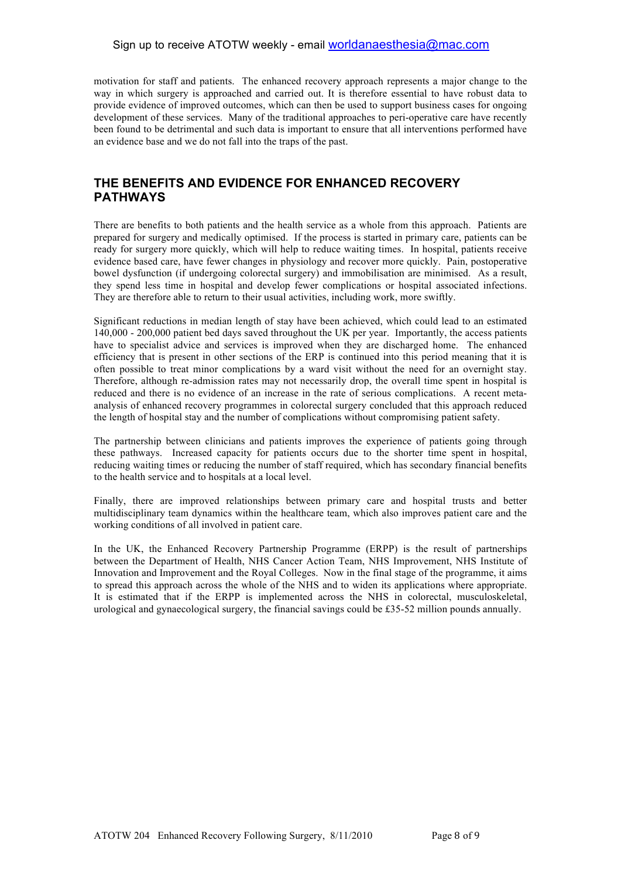motivation for staff and patients. The enhanced recovery approach represents a major change to the way in which surgery is approached and carried out. It is therefore essential to have robust data to provide evidence of improved outcomes, which can then be used to support business cases for ongoing development of these services. Many of the traditional approaches to peri-operative care have recently been found to be detrimental and such data is important to ensure that all interventions performed have an evidence base and we do not fall into the traps of the past.

## THE BENEFITS AND EVIDENCE FOR ENHANCED RECOVERY PATHWAYS

There are benefits to both patients and the health service as a whole from this approach. Patients are prepared for surgery and medically optimised. If the process is started in primary care, patients can be ready for surgery more quickly, which will help to reduce waiting times. In hospital, patients receive evidence based care, have fewer changes in physiology and recover more quickly. Pain, postoperative bowel dysfunction (if undergoing colorectal surgery) and immobilisation are minimised. As a result, they spend less time in hospital and develop fewer complications or hospital associated infections. They are therefore able to return to their usual activities, including work, more swiftly.

Significant reductions in median length of stay have been achieved, which could lead to an estimated 140,000 - 200,000 patient bed days saved throughout the UK per year. Importantly, the access patients have to specialist advice and services is improved when they are discharged home. The enhanced efficiency that is present in other sections of the ERP is continued into this period meaning that it is often possible to treat minor complications by a ward visit without the need for an overnight stay. Therefore, although re-admission rates may not necessarily drop, the overall time spent in hospital is reduced and there is no evidence of an increase in the rate of serious complications. A recent meta-analysis of enhanced recovery programmes in colorectal surgery concluded that this approach reduced the length of hospital stay and the number of complications without compromising patient safety.

The partnership between clinicians and patients improves the experience of patients going through these pathways. Increased capacity for patients occurs due to the shorter time spent in hospital, reducing waiting times or reducing the number of staff required, which has secondary financial benefits to the health service and to hospitals at a local level.

Finally, there are improved relationships between primary care and hospital trusts and better multidisciplinary team dynamics within the healthcare team, which also improves patient care and the working conditions of all involved in patient care.

In the UK, the Enhanced Recovery Partnership Programme (ERPP) is the result of partnerships between the Department of Health, NHS Cancer Action Team, NHS Improvement, NHS Institute of Innovation and Improvement and the Royal Colleges. Now in the final stage of the programme, it aims to spread this approach across the whole of the NHS and to widen its applications where appropriate. It is estimated that if the ERPP is implemented across the NHS in colorectal, musculoskeletal, urological and gynaecological surgery, the financial savings could be £35-52 million pounds annually.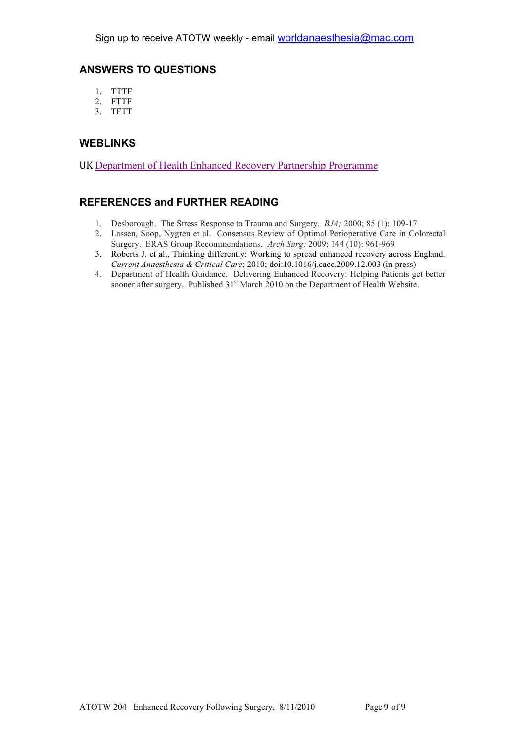Sign up to receive ATOTW weekly - email worldanaesthesia@mac.com

## ANSWERS TO QUESTIONS

1. TTTF
2. FTTF
3. TFTT

## WEBLINKS

UK Department of Health Enhanced Recovery Partnership Programme

## REFERENCES and FURTHER READING

1. Desborough. The Stress Response to Trauma and Surgery. *BJA;* 2000; 85 (1): 109-17
2. Lassen, Soop, Nygren et al. Consensus Review of Optimal Perioperative Care in Colorectal Surgery. ERAS Group Recommendations. *Arch Surg;* 2009; 144 (10): 961-969
3. Roberts J, et al., Thinking differently: Working to spread enhanced recovery across England. *Current Anaesthesia & Critical Care*; 2010; doi:10.1016/j.cacc.2009.12.003 (in press)
4. Department of Health Guidance. Delivering Enhanced Recovery: Helping Patients get better sooner after surgery. Published 31st March 2010 on the Department of Health Website.